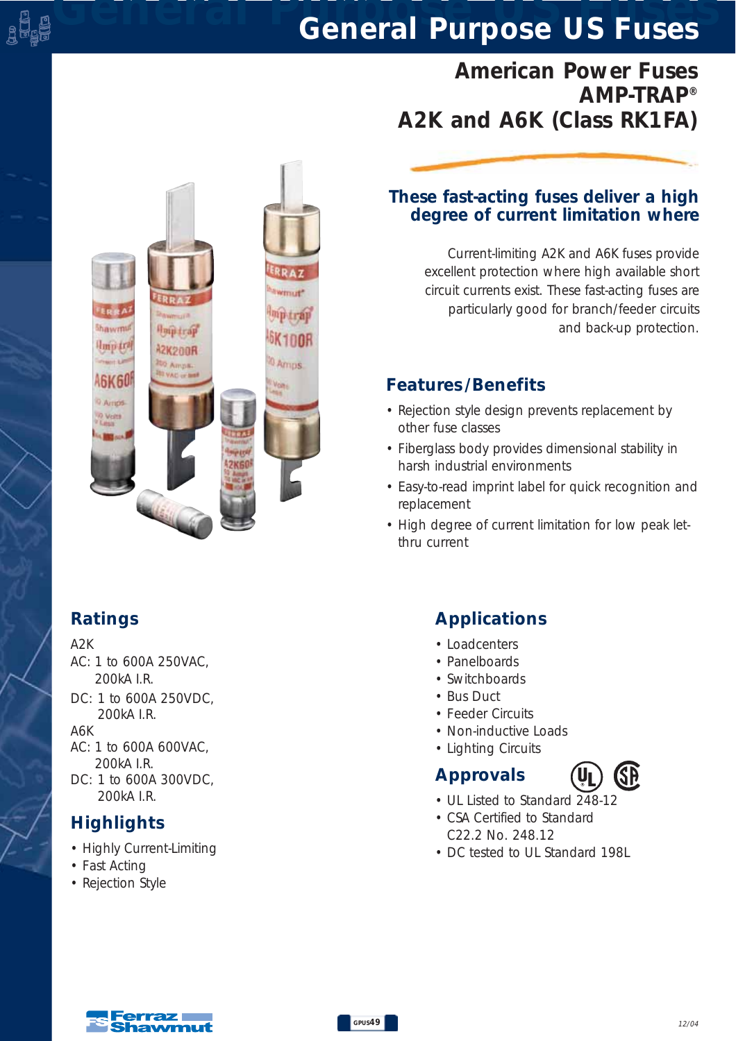# General Purpose US Fuses

## American Power Fuses
## AMP-TRAP®
## A2K and A6K (Class RK1FA)

### These fast-acting fuses deliver a high degree of current limitation where

Current-limiting A2K and A6K fuses provide excellent protection where high available short circuit currents exist. These fast-acting fuses are particularly good for branch/feeder circuits and back-up protection.

### Features/Benefits

- Rejection style design prevents replacement by other fuse classes
- Fiberglass body provides dimensional stability in harsh industrial environments
- Easy-to-read imprint label for quick recognition and replacement
- High degree of current limitation for low peak let-thru current

### Ratings

A2K
AC: 1 to 600A 250VAC, 200kA I.R.
DC: 1 to 600A 250VDC, 200kA I.R.

A6K
AC: 1 to 600A 600VAC, 200kA I.R.
DC: 1 to 600A 300VDC, 200kA I.R.

### Highlights

- Highly Current-Limiting
- Fast Acting
- Rejection Style

### Applications

- Loadcenters
- Panelboards
- Switchboards
- Bus Duct
- Feeder Circuits
- Non-inductive Loads
- Lighting Circuits

### Approvals

- UL Listed to Standard 248-12
- CSA Certified to Standard C22.2 No. 248.12
- DC tested to UL Standard 198L

12/04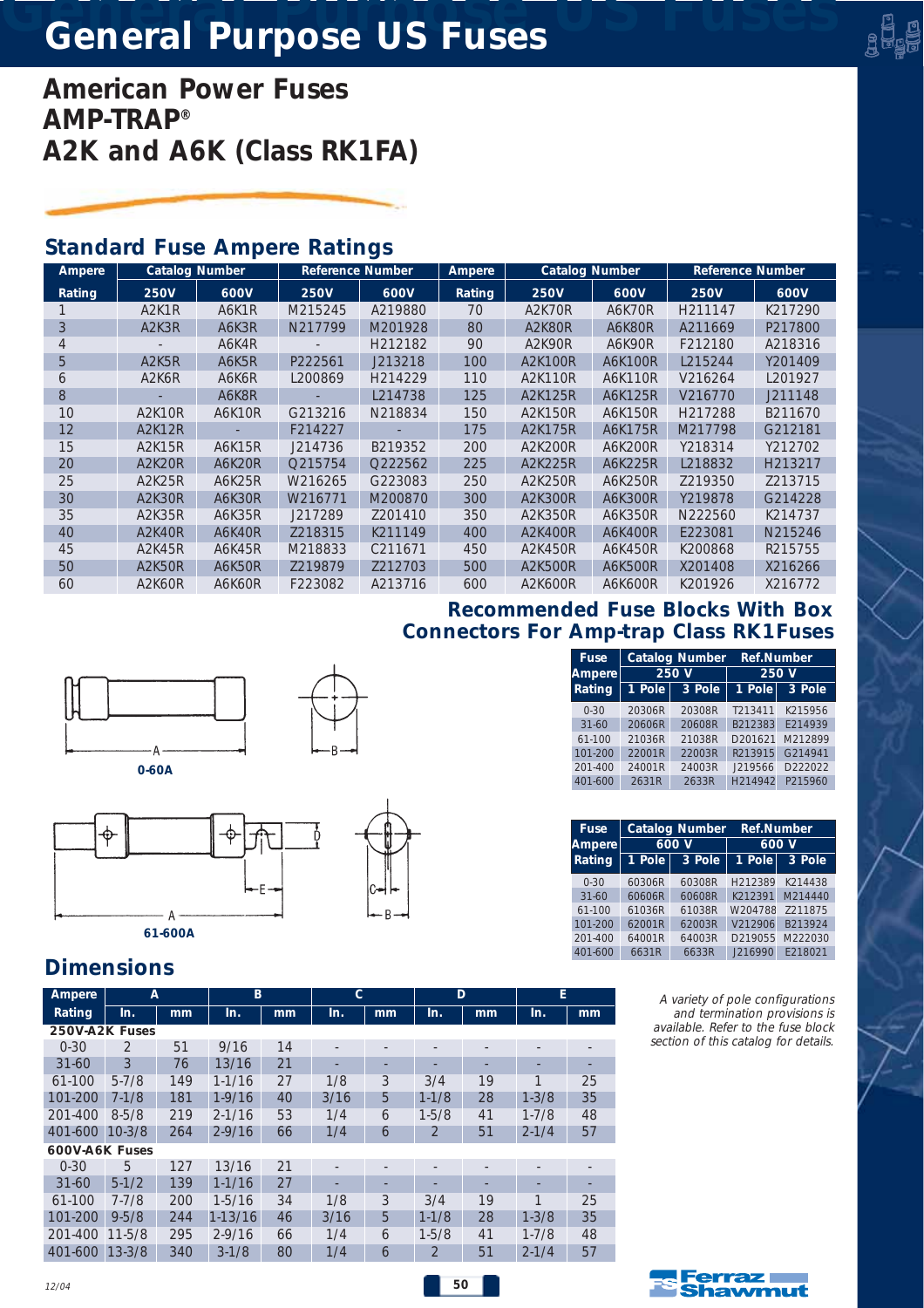# General Purpose US Fuses

## American Power Fuses
## AMP-TRAP®
## A2K and A6K (Class RK1FA)

### Standard Fuse Ampere Ratings

| Ampere | Catalog Number | | Reference Number | | Ampere | Catalog Number | | Reference Number | |
|---|---|---|---|---|---|---|---|---|---|
| Rating | 250V | 600V | 250V | 600V | Rating | 250V | 600V | 250V | 600V |
| 1 | A2K1R | A6K1R | M215245 | A219880 | 70 | A2K70R | A6K70R | H211147 | K217290 |
| 3 | A2K3R | A6K3R | N217799 | M201928 | 80 | A2K80R | A6K80R | A211669 | P217800 |
| 4 | - | A6K4R | - | H212182 | 90 | A2K90R | A6K90R | F212180 | A218316 |
| 5 | A2K5R | A6K5R | P222561 | J213218 | 100 | A2K100R | A6K100R | L215244 | Y201409 |
| 6 | A2K6R | A6K6R | L200869 | H214229 | 110 | A2K110R | A6K110R | V216264 | L201927 |
| 8 | - | A6K8R | - | L214738 | 125 | A2K125R | A6K125R | V216770 | J211148 |
| 10 | A2K10R | A6K10R | G213216 | N218834 | 150 | A2K150R | A6K150R | H217288 | B211670 |
| 12 | A2K12R | - | F214227 | - | 175 | A2K175R | A6K175R | M217798 | G212181 |
| 15 | A2K15R | A6K15R | J214736 | B219352 | 200 | A2K200R | A6K200R | Y218314 | Y212702 |
| 20 | A2K20R | A6K20R | Q215754 | Q222562 | 225 | A2K225R | A6K225R | L218832 | H213217 |
| 25 | A2K25R | A6K25R | W216265 | G223083 | 250 | A2K250R | A6K250R | Z219350 | Z213715 |
| 30 | A2K30R | A6K30R | W216771 | M200870 | 300 | A2K300R | A6K300R | Y219878 | G214228 |
| 35 | A2K35R | A6K35R | J217289 | Z201410 | 350 | A2K350R | A6K350R | N222560 | K214737 |
| 40 | A2K40R | A6K40R | Z218315 | K211149 | 400 | A2K400R | A6K400R | E223081 | N215246 |
| 45 | A2K45R | A6K45R | M218833 | C211671 | 450 | A2K450R | A6K450R | K200868 | R215755 |
| 50 | A2K50R | A6K50R | Z219879 | Z212703 | 500 | A2K500R | A6K500R | X201408 | X216266 |
| 60 | A2K60R | A6K60R | F223082 | A213716 | 600 | A2K600R | A6K600R | K201926 | X216772 |

### Recommended Fuse Blocks With Box Connectors For Amp-trap Class RK1Fuses

| Fuse Ampere | Catalog Number 250 V | | Ref.Number 250 V | |
|---|---|---|---|---|
| Rating | 1 Pole | 3 Pole | 1 Pole | 3 Pole |
| 0-30 | 20306R | 20308R | T213411 | K215956 |
| 31-60 | 20606R | 20608R | B212383 | E214939 |
| 61-100 | 21036R | 21038R | D201621 | M212899 |
| 101-200 | 22001R | 22003R | R213915 | G214941 |
| 201-400 | 24001R | 24003R | J219566 | D222022 |
| 401-600 | 2631R | 2633R | H214942 | P215960 |

| Fuse Ampere | Catalog Number 600 V | | Ref.Number 600 V | |
|---|---|---|---|---|
| Rating | 1 Pole | 3 Pole | 1 Pole | 3 Pole |
| 0-30 | 60306R | 60308R | H212389 | K214438 |
| 31-60 | 60606R | 60608R | K212391 | M214440 |
| 61-100 | 61036R | 61038R | W204788 | Z211875 |
| 101-200 | 62001R | 62003R | V212906 | B213924 |
| 201-400 | 64001R | 64003R | D219055 | M222030 |
| 401-600 | 6631R | 6633R | J216990 | E218021 |

0-60A

61-600A

### Dimensions

| Ampere | A | | B | | C | | D | | E | |
|---|---|---|---|---|---|---|---|---|---|---|
| Rating | In. | mm | In. | mm | In. | mm | In. | mm | In. | mm |
| **250V-A2K Fuses** | | | | | | | | | | |
| 0-30 | 2 | 51 | 9/16 | 14 | - | - | - | - | - | - |
| 31-60 | 3 | 76 | 13/16 | 21 | - | - | - | - | - | - |
| 61-100 | 5-7/8 | 149 | 1-1/16 | 27 | 1/8 | 3 | 3/4 | 19 | 1 | 25 |
| 101-200 | 7-1/8 | 181 | 1-9/16 | 40 | 3/16 | 5 | 1-1/8 | 28 | 1-3/8 | 35 |
| 201-400 | 8-5/8 | 219 | 2-1/16 | 53 | 1/4 | 6 | 1-5/8 | 41 | 1-7/8 | 48 |
| 401-600 | 10-3/8 | 264 | 2-9/16 | 66 | 1/4 | 6 | 2 | 51 | 2-1/4 | 57 |
| **600V-A6K Fuses** | | | | | | | | | | |
| 0-30 | 5 | 127 | 13/16 | 21 | - | - | - | - | - | - |
| 31-60 | 5-1/2 | 139 | 1-1/16 | 27 | - | - | - | - | - | - |
| 61-100 | 7-7/8 | 200 | 1-5/16 | 34 | 1/8 | 3 | 3/4 | 19 | 1 | 25 |
| 101-200 | 9-5/8 | 244 | 1-13/16 | 46 | 3/16 | 5 | 1-1/8 | 28 | 1-3/8 | 35 |
| 201-400 | 11-5/8 | 295 | 2-9/16 | 66 | 1/4 | 6 | 1-5/8 | 41 | 1-7/8 | 48 |
| 401-600 | 13-3/8 | 340 | 3-1/8 | 80 | 1/4 | 6 | 2 | 51 | 2-1/4 | 57 |

*A variety of pole configurations and termination provisions is available. Refer to the fuse block section of this catalog for details.*

12/04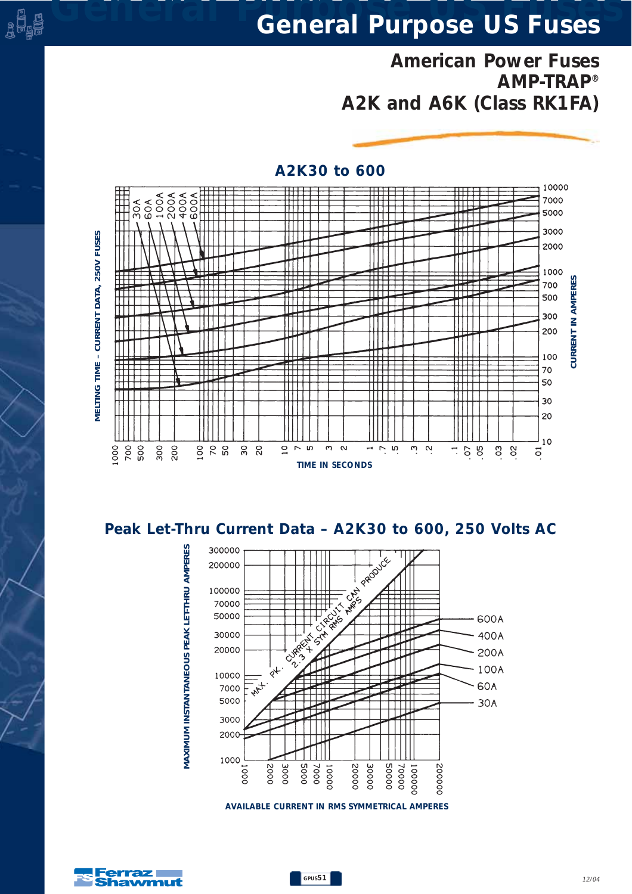# General Purpose US Fuses

## American Power Fuses
## AMP-TRAP®
## A2K and A6K (Class RK1FA)

### A2K30 to 600

MELTING TIME – CURRENT DATA, 250V FUSES

30A, 60A, 100A, 200A, 400A, 600A

CURRENT IN AMPERES: 10000, 7000, 5000, 3000, 2000, 1000, 700, 500, 300, 200, 100, 70, 50, 30, 20, 10

TIME IN SECONDS: 1000, 700, 500, 300, 200, 100, 70, 50, 30, 20, 10, 7, 5, 3, 2, 1, .7, .5, .3, .2, .1, .07, .05, .03, .02, .01

### Peak Let-Thru Current Data – A2K30 to 600, 250 Volts AC

MAXIMUM INSTANTANEOUS PEAK LET-THRU AMPERES: 300000, 200000, 100000, 70000, 50000, 30000, 20000, 10000, 7000, 5000, 3000, 2000, 1000

MAX. PK. CURRENT CIRCUIT CAN PRODUCE 2.3 X SYM RMS AMPS

600A, 400A, 200A, 100A, 60A, 30A

AVAILABLE CURRENT IN RMS SYMMETRICAL AMPERES: 1000, 2000, 3000, 5000, 7000, 10000, 20000, 30000, 50000, 70000, 100000, 200000

Ferraz Shawmut

12/04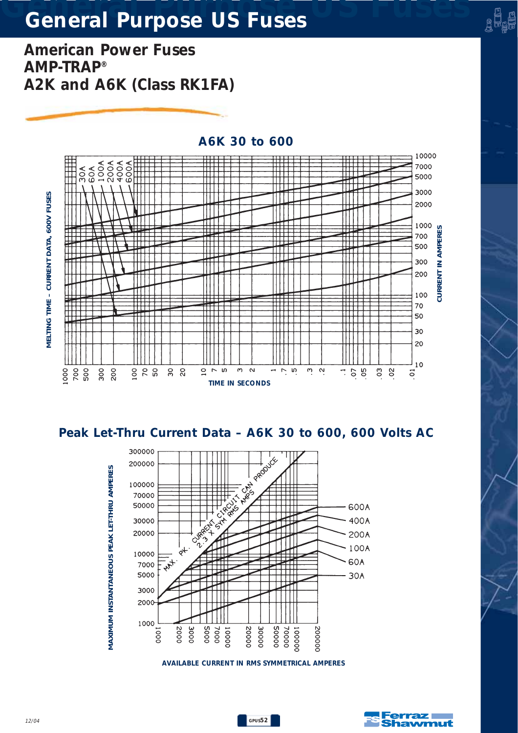# General Purpose US Fuses

## American Power Fuses
## AMP-TRAP®
## A2K and A6K (Class RK1FA)

### A6K 30 to 600

30A
60A
100A
200A
400A
600A

MELTING TIME – CURRENT DATA, 600V FUSES

CURRENT IN AMPERES

10000
7000
5000
3000
2000
1000
700
500
300
200
100
70
50
30
20
10

1000 700 500 300 200 100 70 50 30 20 10 7 5 3 2 1 .7 .5 .3 .2 .1 .07 .05 .03 .02 .01

TIME IN SECONDS

### Peak Let-Thru Current Data – A6K 30 to 600, 600 Volts AC

MAXIMUM INSTANTANEOUS PEAK LET-THRU AMPERES

300000
200000
100000
70000
50000
30000
20000
10000
7000
5000
3000
2000
1000

MAX. PK. CURRENT CIRCUIT CAN PRODUCE 2.3 X SYM RMS AMPS

600A
400A
200A
100A
60A
30A

1000 2000 3000 5000 7000 10000 20000 30000 50000 70000 100000 200000

AVAILABLE CURRENT IN RMS SYMMETRICAL AMPERES

12/04